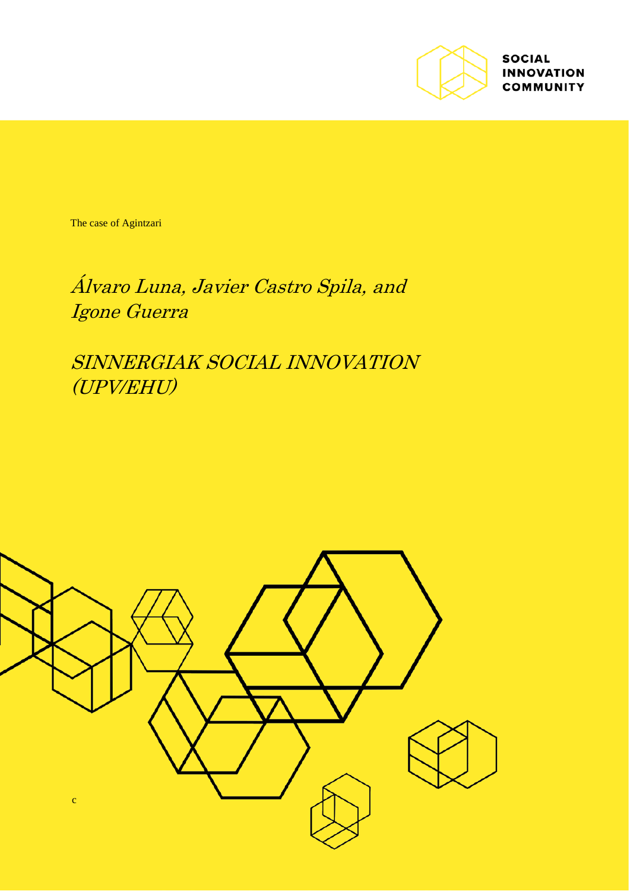SOCIAL INNOVATION COMMUNITY

The case of Agintzari

*Álvaro Luna, Javier Castro Spila, and Igone Guerra*

*SINNERGIAK SOCIAL INNOVATION (UPV/EHU)*

c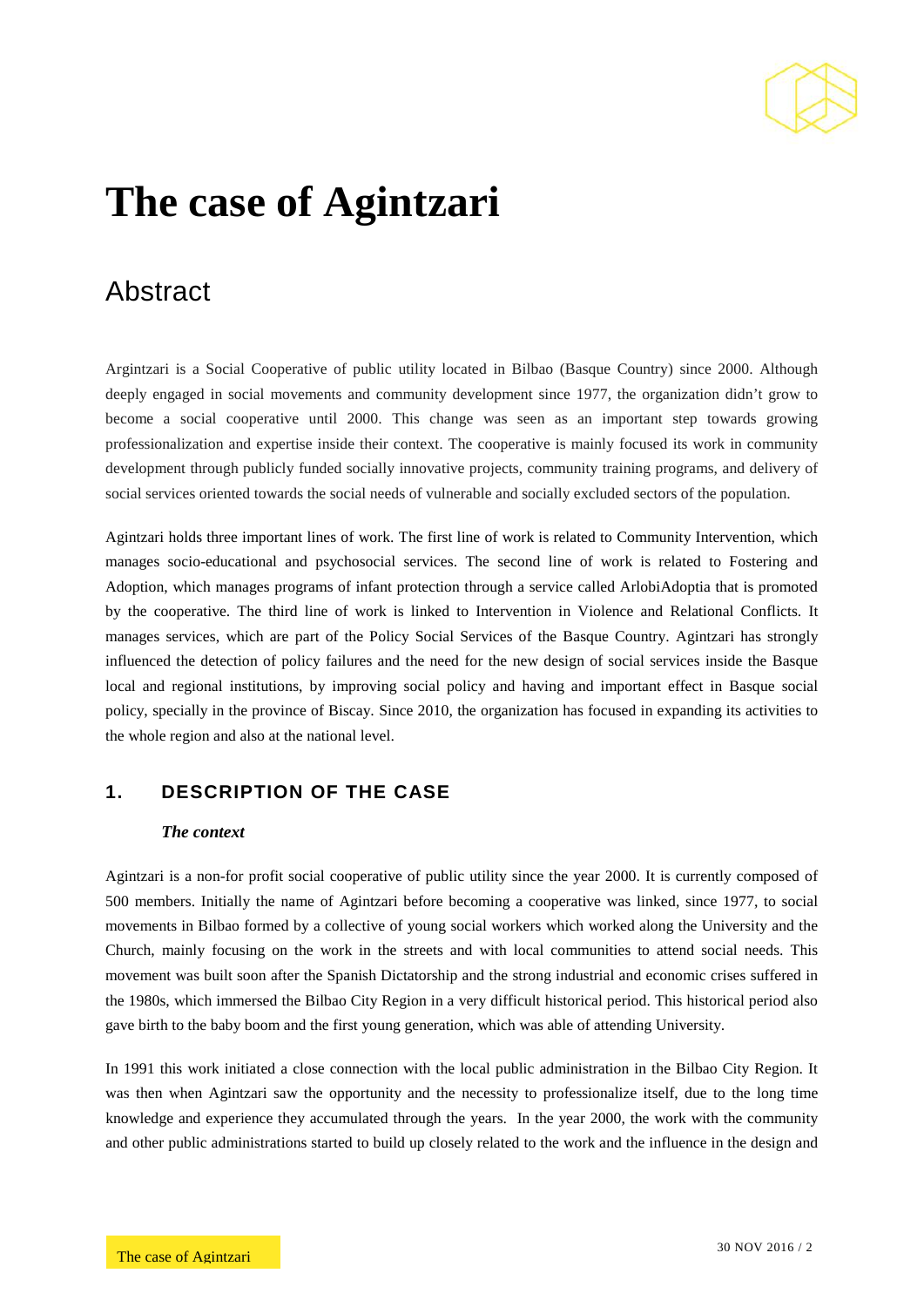# The case of Agintzari

## Abstract

Argintzari is a Social Cooperative of public utility located in Bilbao (Basque Country) since 2000. Although deeply engaged in social movements and community development since 1977, the organization didn't grow to become a social cooperative until 2000. This change was seen as an important step towards growing professionalization and expertise inside their context. The cooperative is mainly focused its work in community development through publicly funded socially innovative projects, community training programs, and delivery of social services oriented towards the social needs of vulnerable and socially excluded sectors of the population.

Agintzari holds three important lines of work. The first line of work is related to Community Intervention, which manages socio-educational and psychosocial services. The second line of work is related to Fostering and Adoption, which manages programs of infant protection through a service called ArlobiAdoptia that is promoted by the cooperative. The third line of work is linked to Intervention in Violence and Relational Conflicts. It manages services, which are part of the Policy Social Services of the Basque Country. Agintzari has strongly influenced the detection of policy failures and the need for the new design of social services inside the Basque local and regional institutions, by improving social policy and having and important effect in Basque social policy, specially in the province of Biscay. Since 2010, the organization has focused in expanding its activities to the whole region and also at the national level.

### 1. DESCRIPTION OF THE CASE

***The context***

Agintzari is a non-for profit social cooperative of public utility since the year 2000. It is currently composed of 500 members. Initially the name of Agintzari before becoming a cooperative was linked, since 1977, to social movements in Bilbao formed by a collective of young social workers which worked along the University and the Church, mainly focusing on the work in the streets and with local communities to attend social needs. This movement was built soon after the Spanish Dictatorship and the strong industrial and economic crises suffered in the 1980s, which immersed the Bilbao City Region in a very difficult historical period. This historical period also gave birth to the baby boom and the first young generation, which was able of attending University.

In 1991 this work initiated a close connection with the local public administration in the Bilbao City Region. It was then when Agintzari saw the opportunity and the necessity to professionalize itself, due to the long time knowledge and experience they accumulated through the years. In the year 2000, the work with the community and other public administrations started to build up closely related to the work and the influence in the design and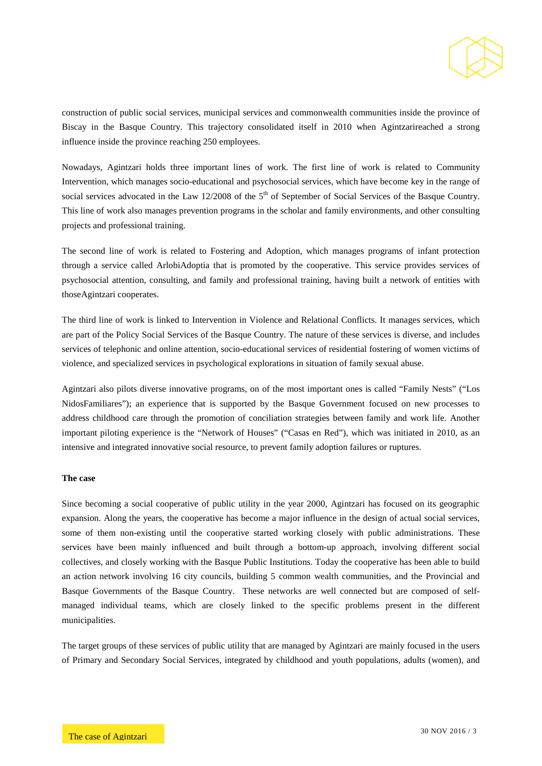construction of public social services, municipal services and commonwealth communities inside the province of Biscay in the Basque Country. This trajectory consolidated itself in 2010 when Agintzarireached a strong influence inside the province reaching 250 employees.

Nowadays, Agintzari holds three important lines of work. The first line of work is related to Community Intervention, which manages socio-educational and psychosocial services, which have become key in the range of social services advocated in the Law 12/2008 of the 5th of September of Social Services of the Basque Country. This line of work also manages prevention programs in the scholar and family environments, and other consulting projects and professional training.

The second line of work is related to Fostering and Adoption, which manages programs of infant protection through a service called ArlobiAdoptia that is promoted by the cooperative. This service provides services of psychosocial attention, consulting, and family and professional training, having built a network of entities with thoseAgintzari cooperates.

The third line of work is linked to Intervention in Violence and Relational Conflicts. It manages services, which are part of the Policy Social Services of the Basque Country. The nature of these services is diverse, and includes services of telephonic and online attention, socio-educational services of residential fostering of women victims of violence, and specialized services in psychological explorations in situation of family sexual abuse.

Agintzari also pilots diverse innovative programs, on of the most important ones is called "Family Nests" ("Los NidosFamiliares"); an experience that is supported by the Basque Government focused on new processes to address childhood care through the promotion of conciliation strategies between family and work life. Another important piloting experience is the "Network of Houses" ("Casas en Red"), which was initiated in 2010, as an intensive and integrated innovative social resource, to prevent family adoption failures or ruptures.

**The case**

Since becoming a social cooperative of public utility in the year 2000, Agintzari has focused on its geographic expansion. Along the years, the cooperative has become a major influence in the design of actual social services, some of them non-existing until the cooperative started working closely with public administrations. These services have been mainly influenced and built through a bottom-up approach, involving different social collectives, and closely working with the Basque Public Institutions. Today the cooperative has been able to build an action network involving 16 city councils, building 5 common wealth communities, and the Provincial and Basque Governments of the Basque Country. These networks are well connected but are composed of self-managed individual teams, which are closely linked to the specific problems present in the different municipalities.

The target groups of these services of public utility that are managed by Agintzari are mainly focused in the users of Primary and Secondary Social Services, integrated by childhood and youth populations, adults (women), and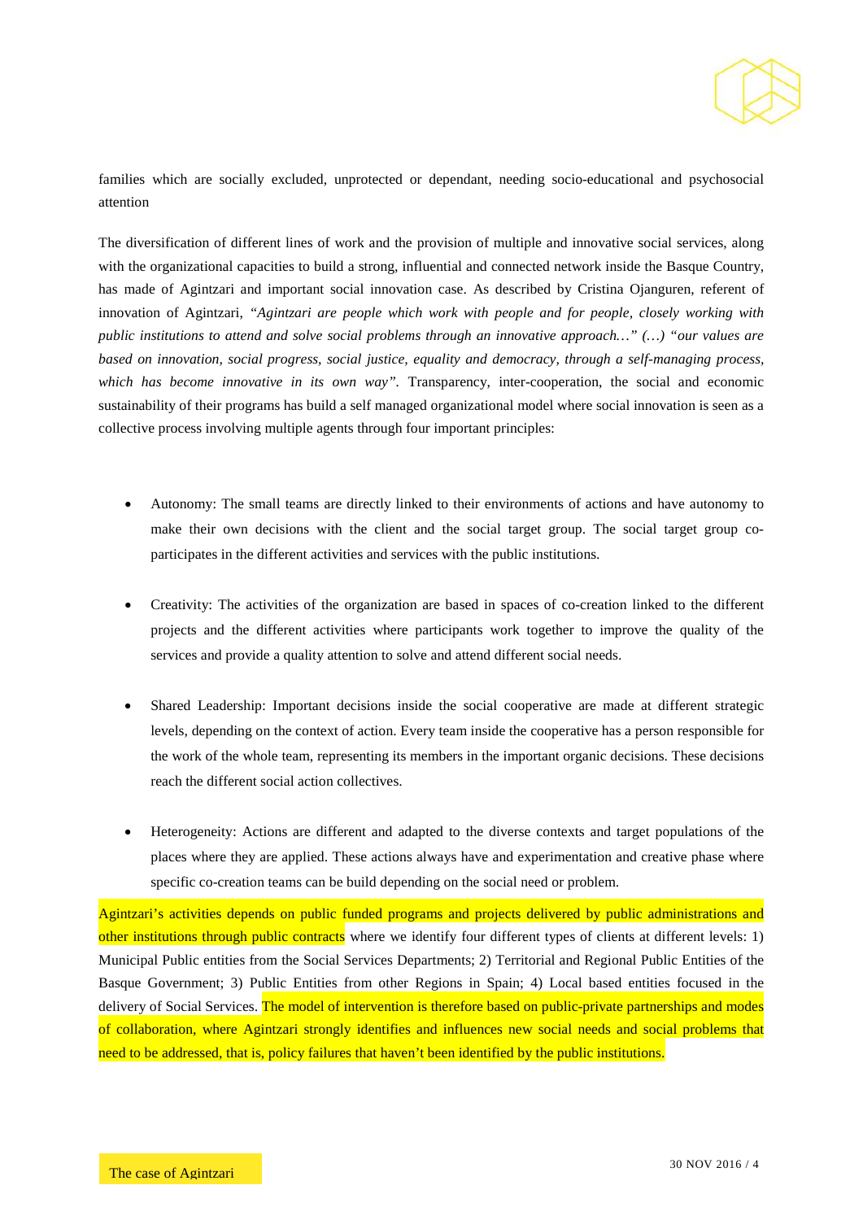families which are socially excluded, unprotected or dependant, needing socio-educational and psychosocial attention

The diversification of different lines of work and the provision of multiple and innovative social services, along with the organizational capacities to build a strong, influential and connected network inside the Basque Country, has made of Agintzari and important social innovation case. As described by Cristina Ojanguren, referent of innovation of Agintzari, *"Agintzari are people which work with people and for people, closely working with public institutions to attend and solve social problems through an innovative approach…" (…) "our values are based on innovation, social progress, social justice, equality and democracy, through a self-managing process, which has become innovative in its own way"*. Transparency, inter-cooperation, the social and economic sustainability of their programs has build a self managed organizational model where social innovation is seen as a collective process involving multiple agents through four important principles:

- Autonomy: The small teams are directly linked to their environments of actions and have autonomy to make their own decisions with the client and the social target group. The social target group co-participates in the different activities and services with the public institutions.
- Creativity: The activities of the organization are based in spaces of co-creation linked to the different projects and the different activities where participants work together to improve the quality of the services and provide a quality attention to solve and attend different social needs.
- Shared Leadership: Important decisions inside the social cooperative are made at different strategic levels, depending on the context of action. Every team inside the cooperative has a person responsible for the work of the whole team, representing its members in the important organic decisions. These decisions reach the different social action collectives.
- Heterogeneity: Actions are different and adapted to the diverse contexts and target populations of the places where they are applied. These actions always have and experimentation and creative phase where specific co-creation teams can be build depending on the social need or problem.

Agintzari's activities depends on public funded programs and projects delivered by public administrations and other institutions through public contracts where we identify four different types of clients at different levels: 1) Municipal Public entities from the Social Services Departments; 2) Territorial and Regional Public Entities of the Basque Government; 3) Public Entities from other Regions in Spain; 4) Local based entities focused in the delivery of Social Services. The model of intervention is therefore based on public-private partnerships and modes of collaboration, where Agintzari strongly identifies and influences new social needs and social problems that need to be addressed, that is, policy failures that haven't been identified by the public institutions.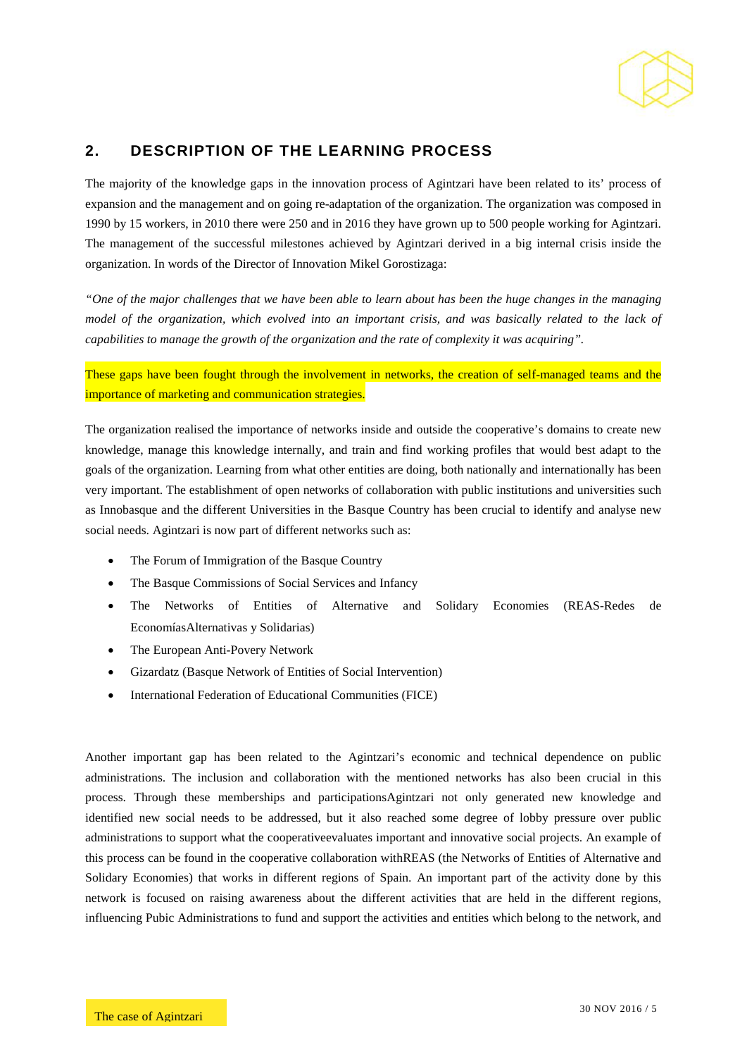## 2. DESCRIPTION OF THE LEARNING PROCESS

The majority of the knowledge gaps in the innovation process of Agintzari have been related to its' process of expansion and the management and on going re-adaptation of the organization. The organization was composed in 1990 by 15 workers, in 2010 there were 250 and in 2016 they have grown up to 500 people working for Agintzari. The management of the successful milestones achieved by Agintzari derived in a big internal crisis inside the organization. In words of the Director of Innovation Mikel Gorostizaga:

*"One of the major challenges that we have been able to learn about has been the huge changes in the managing model of the organization, which evolved into an important crisis, and was basically related to the lack of capabilities to manage the growth of the organization and the rate of complexity it was acquiring".*

These gaps have been fought through the involvement in networks, the creation of self-managed teams and the importance of marketing and communication strategies.

The organization realised the importance of networks inside and outside the cooperative's domains to create new knowledge, manage this knowledge internally, and train and find working profiles that would best adapt to the goals of the organization. Learning from what other entities are doing, both nationally and internationally has been very important. The establishment of open networks of collaboration with public institutions and universities such as Innobasque and the different Universities in the Basque Country has been crucial to identify and analyse new social needs. Agintzari is now part of different networks such as:

- The Forum of Immigration of the Basque Country
- The Basque Commissions of Social Services and Infancy
- The Networks of Entities of Alternative and Solidary Economies (REAS-Redes de EconomíasAlternativas y Solidarias)
- The European Anti-Povery Network
- Gizardatz (Basque Network of Entities of Social Intervention)
- International Federation of Educational Communities (FICE)

Another important gap has been related to the Agintzari's economic and technical dependence on public administrations. The inclusion and collaboration with the mentioned networks has also been crucial in this process. Through these memberships and participationsAgintzari not only generated new knowledge and identified new social needs to be addressed, but it also reached some degree of lobby pressure over public administrations to support what the cooperativeevaluates important and innovative social projects. An example of this process can be found in the cooperative collaboration withREAS (the Networks of Entities of Alternative and Solidary Economies) that works in different regions of Spain. An important part of the activity done by this network is focused on raising awareness about the different activities that are held in the different regions, influencing Pubic Administrations to fund and support the activities and entities which belong to the network, and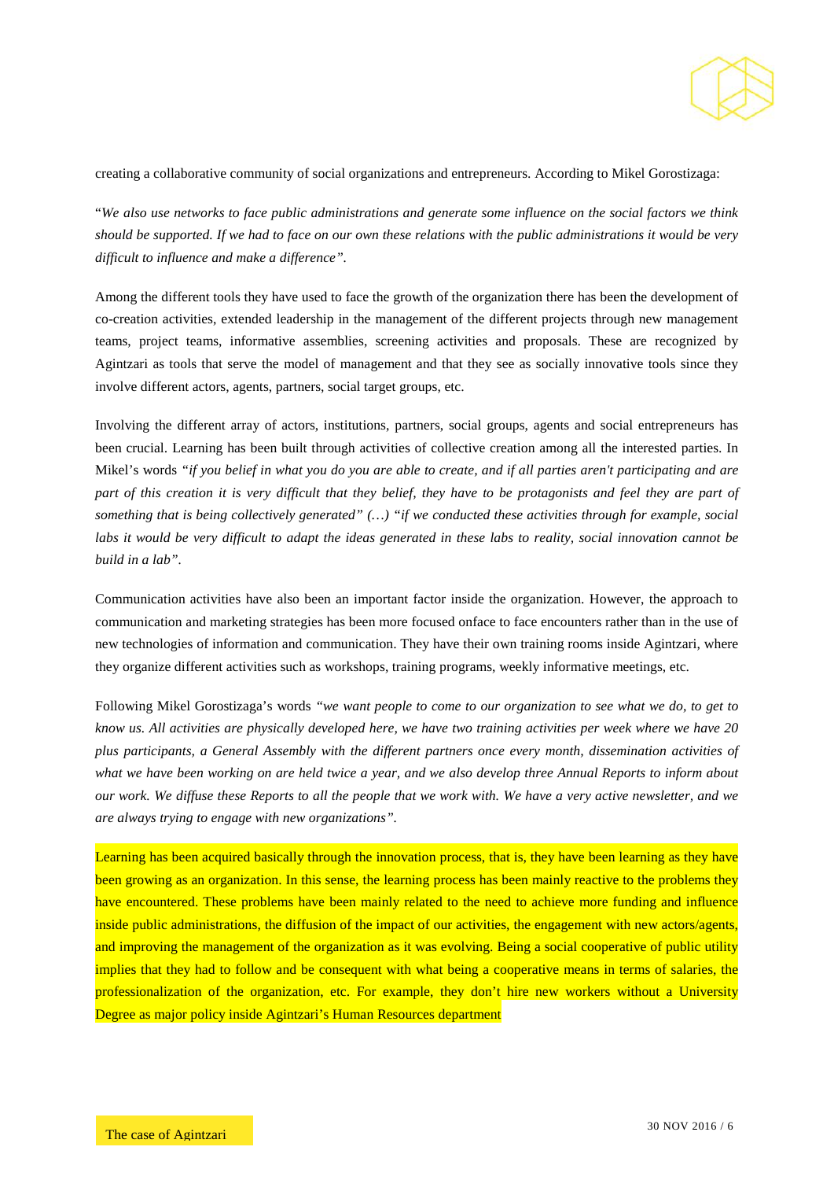creating a collaborative community of social organizations and entrepreneurs. According to Mikel Gorostizaga:

"*We also use networks to face public administrations and generate some influence on the social factors we think should be supported. If we had to face on our own these relations with the public administrations it would be very difficult to influence and make a difference".*

Among the different tools they have used to face the growth of the organization there has been the development of co-creation activities, extended leadership in the management of the different projects through new management teams, project teams, informative assemblies, screening activities and proposals. These are recognized by Agintzari as tools that serve the model of management and that they see as socially innovative tools since they involve different actors, agents, partners, social target groups, etc.

Involving the different array of actors, institutions, partners, social groups, agents and social entrepreneurs has been crucial. Learning has been built through activities of collective creation among all the interested parties. In Mikel's words *"if you belief in what you do you are able to create, and if all parties aren't participating and are part of this creation it is very difficult that they belief, they have to be protagonists and feel they are part of something that is being collectively generated" (…) "if we conducted these activities through for example, social labs it would be very difficult to adapt the ideas generated in these labs to reality, social innovation cannot be build in a lab".*

Communication activities have also been an important factor inside the organization. However, the approach to communication and marketing strategies has been more focused onface to face encounters rather than in the use of new technologies of information and communication. They have their own training rooms inside Agintzari, where they organize different activities such as workshops, training programs, weekly informative meetings, etc.

Following Mikel Gorostizaga's words *"we want people to come to our organization to see what we do, to get to know us. All activities are physically developed here, we have two training activities per week where we have 20 plus participants, a General Assembly with the different partners once every month, dissemination activities of what we have been working on are held twice a year, and we also develop three Annual Reports to inform about our work. We diffuse these Reports to all the people that we work with. We have a very active newsletter, and we are always trying to engage with new organizations".*

Learning has been acquired basically through the innovation process, that is, they have been learning as they have been growing as an organization. In this sense, the learning process has been mainly reactive to the problems they have encountered. These problems have been mainly related to the need to achieve more funding and influence inside public administrations, the diffusion of the impact of our activities, the engagement with new actors/agents, and improving the management of the organization as it was evolving. Being a social cooperative of public utility implies that they had to follow and be consequent with what being a cooperative means in terms of salaries, the professionalization of the organization, etc. For example, they don't hire new workers without a University Degree as major policy inside Agintzari's Human Resources department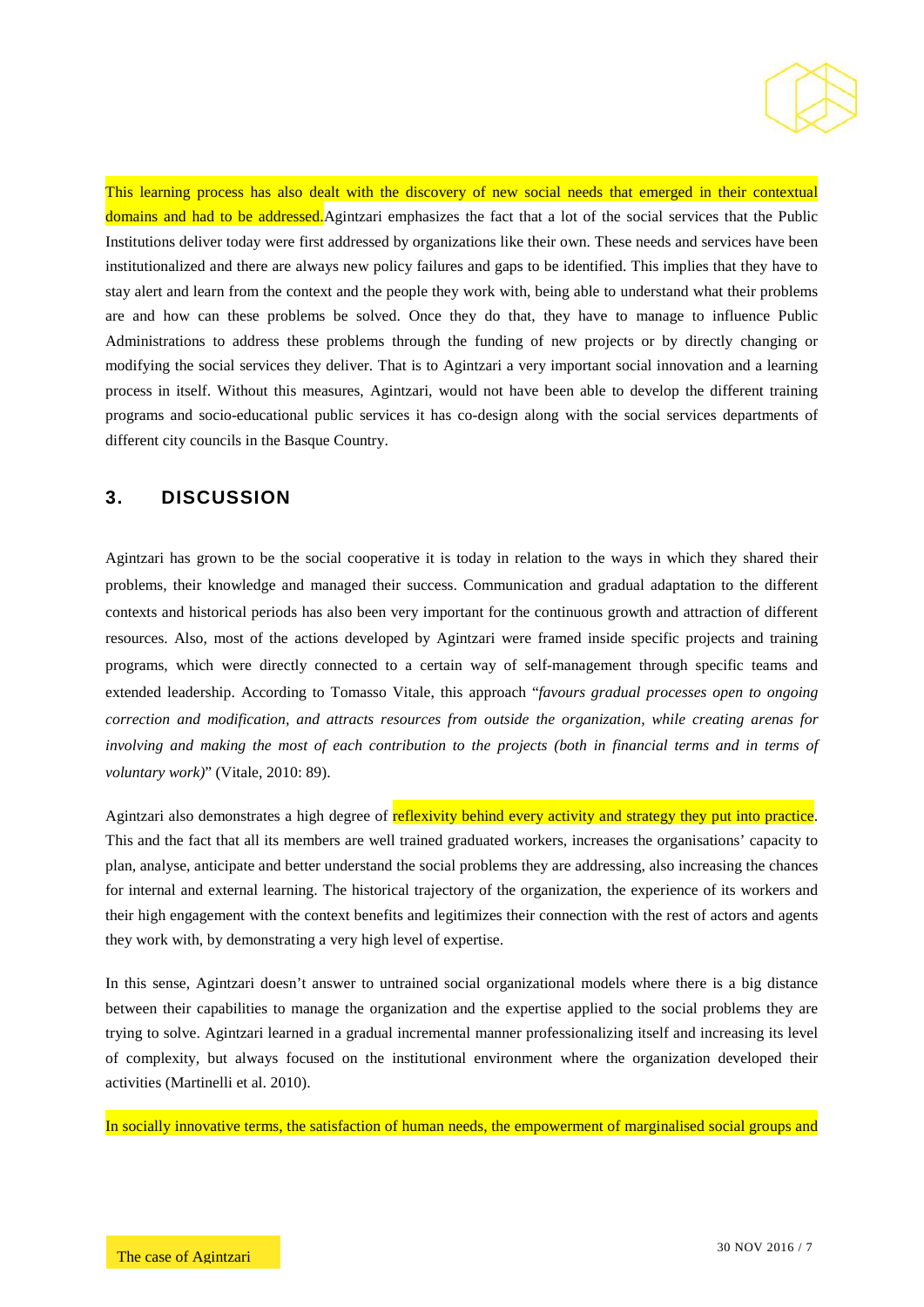This learning process has also dealt with the discovery of new social needs that emerged in their contextual domains and had to be addressed. Agintzari emphasizes the fact that a lot of the social services that the Public Institutions deliver today were first addressed by organizations like their own. These needs and services have been institutionalized and there are always new policy failures and gaps to be identified. This implies that they have to stay alert and learn from the context and the people they work with, being able to understand what their problems are and how can these problems be solved. Once they do that, they have to manage to influence Public Administrations to address these problems through the funding of new projects or by directly changing or modifying the social services they deliver. That is to Agintzari a very important social innovation and a learning process in itself. Without this measures, Agintzari, would not have been able to develop the different training programs and socio-educational public services it has co-design along with the social services departments of different city councils in the Basque Country.

## 3. DISCUSSION

Agintzari has grown to be the social cooperative it is today in relation to the ways in which they shared their problems, their knowledge and managed their success. Communication and gradual adaptation to the different contexts and historical periods has also been very important for the continuous growth and attraction of different resources. Also, most of the actions developed by Agintzari were framed inside specific projects and training programs, which were directly connected to a certain way of self-management through specific teams and extended leadership. According to Tomasso Vitale, this approach "*favours gradual processes open to ongoing correction and modification, and attracts resources from outside the organization, while creating arenas for involving and making the most of each contribution to the projects (both in financial terms and in terms of voluntary work)*" (Vitale, 2010: 89).

Agintzari also demonstrates a high degree of reflexivity behind every activity and strategy they put into practice. This and the fact that all its members are well trained graduated workers, increases the organisations' capacity to plan, analyse, anticipate and better understand the social problems they are addressing, also increasing the chances for internal and external learning. The historical trajectory of the organization, the experience of its workers and their high engagement with the context benefits and legitimizes their connection with the rest of actors and agents they work with, by demonstrating a very high level of expertise.

In this sense, Agintzari doesn't answer to untrained social organizational models where there is a big distance between their capabilities to manage the organization and the expertise applied to the social problems they are trying to solve. Agintzari learned in a gradual incremental manner professionalizing itself and increasing its level of complexity, but always focused on the institutional environment where the organization developed their activities (Martinelli et al. 2010).

In socially innovative terms, the satisfaction of human needs, the empowerment of marginalised social groups and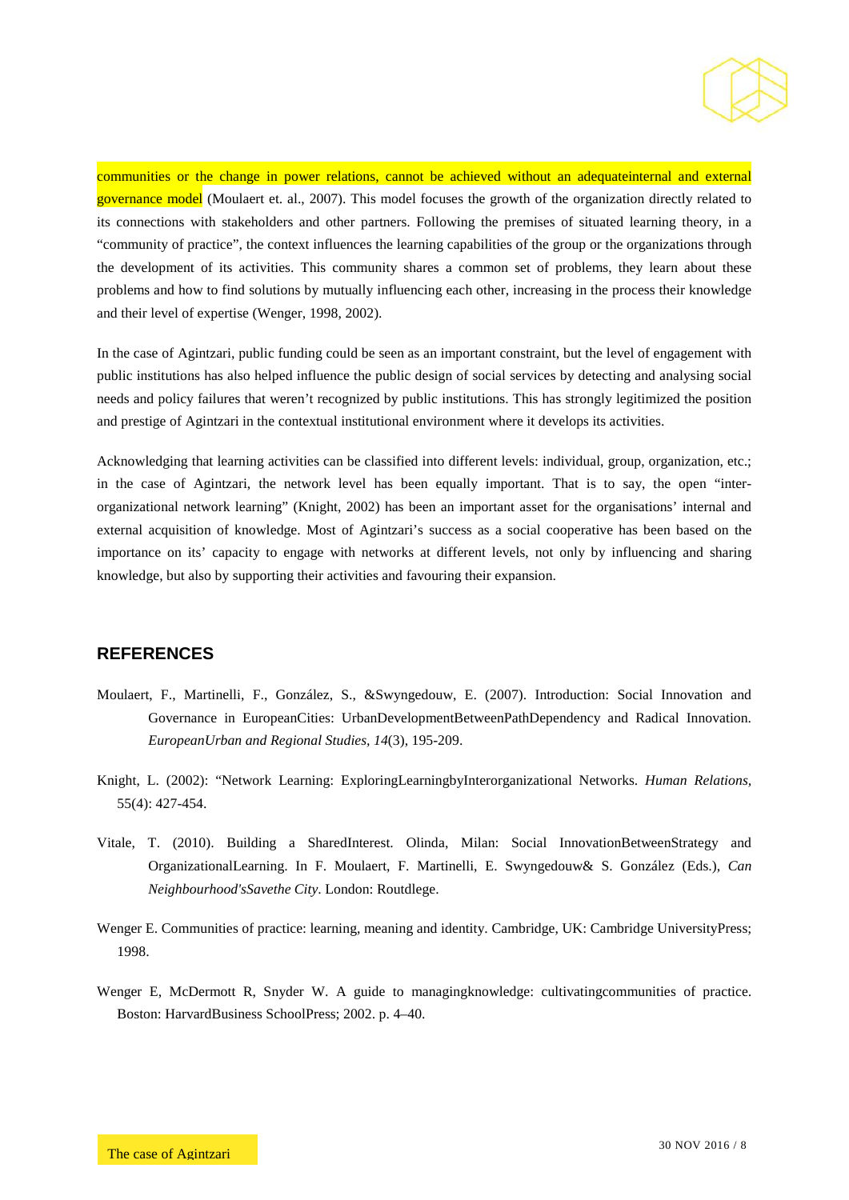communities or the change in power relations, cannot be achieved without an adequateinternal and external governance model (Moulaert et. al., 2007). This model focuses the growth of the organization directly related to its connections with stakeholders and other partners. Following the premises of situated learning theory, in a "community of practice", the context influences the learning capabilities of the group or the organizations through the development of its activities. This community shares a common set of problems, they learn about these problems and how to find solutions by mutually influencing each other, increasing in the process their knowledge and their level of expertise (Wenger, 1998, 2002).

In the case of Agintzari, public funding could be seen as an important constraint, but the level of engagement with public institutions has also helped influence the public design of social services by detecting and analysing social needs and policy failures that weren't recognized by public institutions. This has strongly legitimized the position and prestige of Agintzari in the contextual institutional environment where it develops its activities.

Acknowledging that learning activities can be classified into different levels: individual, group, organization, etc.; in the case of Agintzari, the network level has been equally important. That is to say, the open "inter-organizational network learning" (Knight, 2002) has been an important asset for the organisations' internal and external acquisition of knowledge. Most of Agintzari's success as a social cooperative has been based on the importance on its' capacity to engage with networks at different levels, not only by influencing and sharing knowledge, but also by supporting their activities and favouring their expansion.

## REFERENCES

Moulaert, F., Martinelli, F., González, S., &Swyngedouw, E. (2007). Introduction: Social Innovation and Governance in EuropeanCities: UrbanDevelopmentBetweenPathDependency and Radical Innovation. *EuropeanUrban and Regional Studies*, *14*(3), 195-209.

Knight, L. (2002): "Network Learning: ExploringLearningbyInterorganizational Networks. *Human Relations*, 55(4): 427-454.

Vitale, T. (2010). Building a SharedInterest. Olinda, Milan: Social InnovationBetweenStrategy and OrganizationalLearning. In F. Moulaert, F. Martinelli, E. Swyngedouw& S. González (Eds.), *Can Neighbourhood'sSavethe City*. London: Routldege.

Wenger E. Communities of practice: learning, meaning and identity. Cambridge, UK: Cambridge UniversityPress; 1998.

Wenger E, McDermott R, Snyder W. A guide to managingknowledge: cultivatingcommunities of practice. Boston: HarvardBusiness SchoolPress; 2002. p. 4–40.